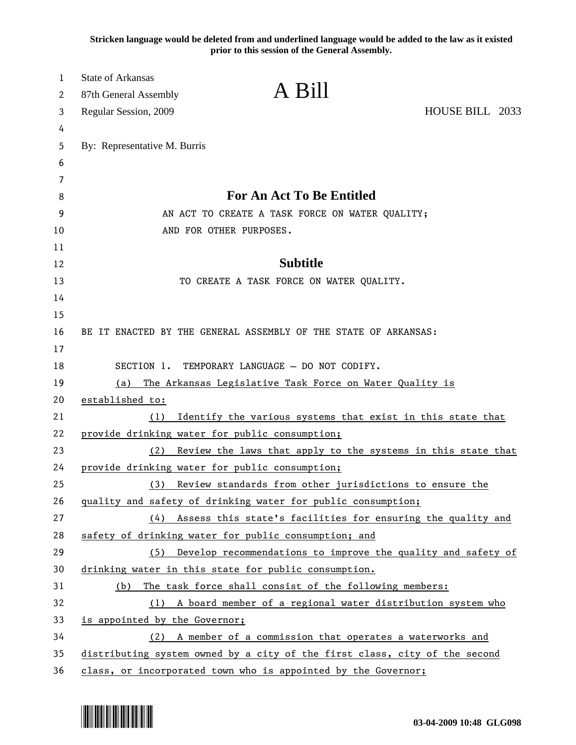Stricken language would be deleted from and underlined language would be added to the law as it existed prior to this session of the General Assembly.

State of Arkansas
87th General Assembly
Regular Session, 2009

# A Bill

HOUSE BILL 2033

By: Representative M. Burris

## For An Act To Be Entitled

AN ACT TO CREATE A TASK FORCE ON WATER QUALITY; AND FOR OTHER PURPOSES.

## Subtitle

TO CREATE A TASK FORCE ON WATER QUALITY.

BE IT ENACTED BY THE GENERAL ASSEMBLY OF THE STATE OF ARKANSAS:

SECTION 1. TEMPORARY LANGUAGE – DO NOT CODIFY.

(a) The Arkansas Legislative Task Force on Water Quality is established to:

(1) Identify the various systems that exist in this state that provide drinking water for public consumption;

(2) Review the laws that apply to the systems in this state that provide drinking water for public consumption;

(3) Review standards from other jurisdictions to ensure the quality and safety of drinking water for public consumption;

(4) Assess this state's facilities for ensuring the quality and safety of drinking water for public consumption; and

(5) Develop recommendations to improve the quality and safety of drinking water in this state for public consumption.

(b) The task force shall consist of the following members:

(1) A board member of a regional water distribution system who is appointed by the Governor;

(2) A member of a commission that operates a waterworks and distributing system owned by a city of the first class, city of the second class, or incorporated town who is appointed by the Governor;

03-04-2009 10:48 GLG098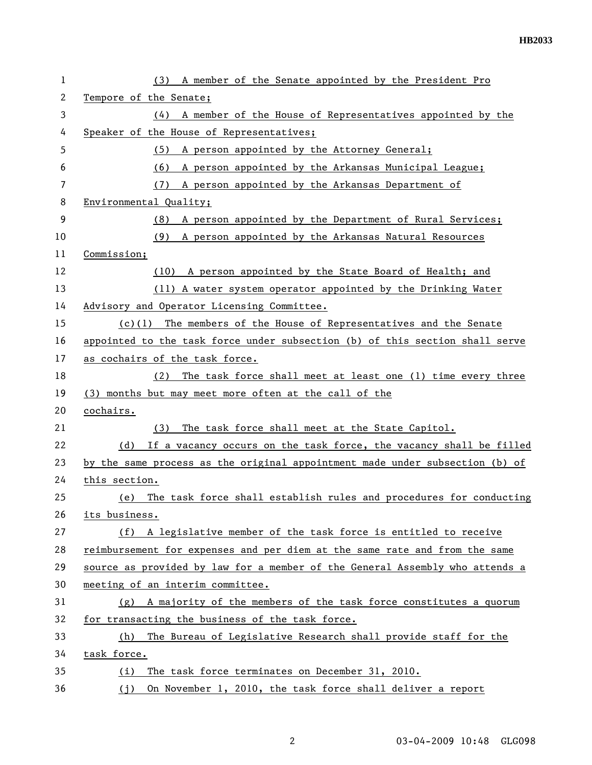(3) A member of the Senate appointed by the President Pro Tempore of the Senate;

(4) A member of the House of Representatives appointed by the Speaker of the House of Representatives;

(5) A person appointed by the Attorney General;

(6) A person appointed by the Arkansas Municipal League;

(7) A person appointed by the Arkansas Department of Environmental Quality;

(8) A person appointed by the Department of Rural Services;

(9) A person appointed by the Arkansas Natural Resources Commission;

(10) A person appointed by the State Board of Health; and

(11) A water system operator appointed by the Drinking Water Advisory and Operator Licensing Committee.

(c)(1) The members of the House of Representatives and the Senate appointed to the task force under subsection (b) of this section shall serve as cochairs of the task force.

(2) The task force shall meet at least one (1) time every three (3) months but may meet more often at the call of the cochairs.

(3) The task force shall meet at the State Capitol.

(d) If a vacancy occurs on the task force, the vacancy shall be filled by the same process as the original appointment made under subsection (b) of this section.

(e) The task force shall establish rules and procedures for conducting its business.

(f) A legislative member of the task force is entitled to receive reimbursement for expenses and per diem at the same rate and from the same source as provided by law for a member of the General Assembly who attends a meeting of an interim committee.

(g) A majority of the members of the task force constitutes a quorum for transacting the business of the task force.

(h) The Bureau of Legislative Research shall provide staff for the task force.

(i) The task force terminates on December 31, 2010.

(j) On November 1, 2010, the task force shall deliver a report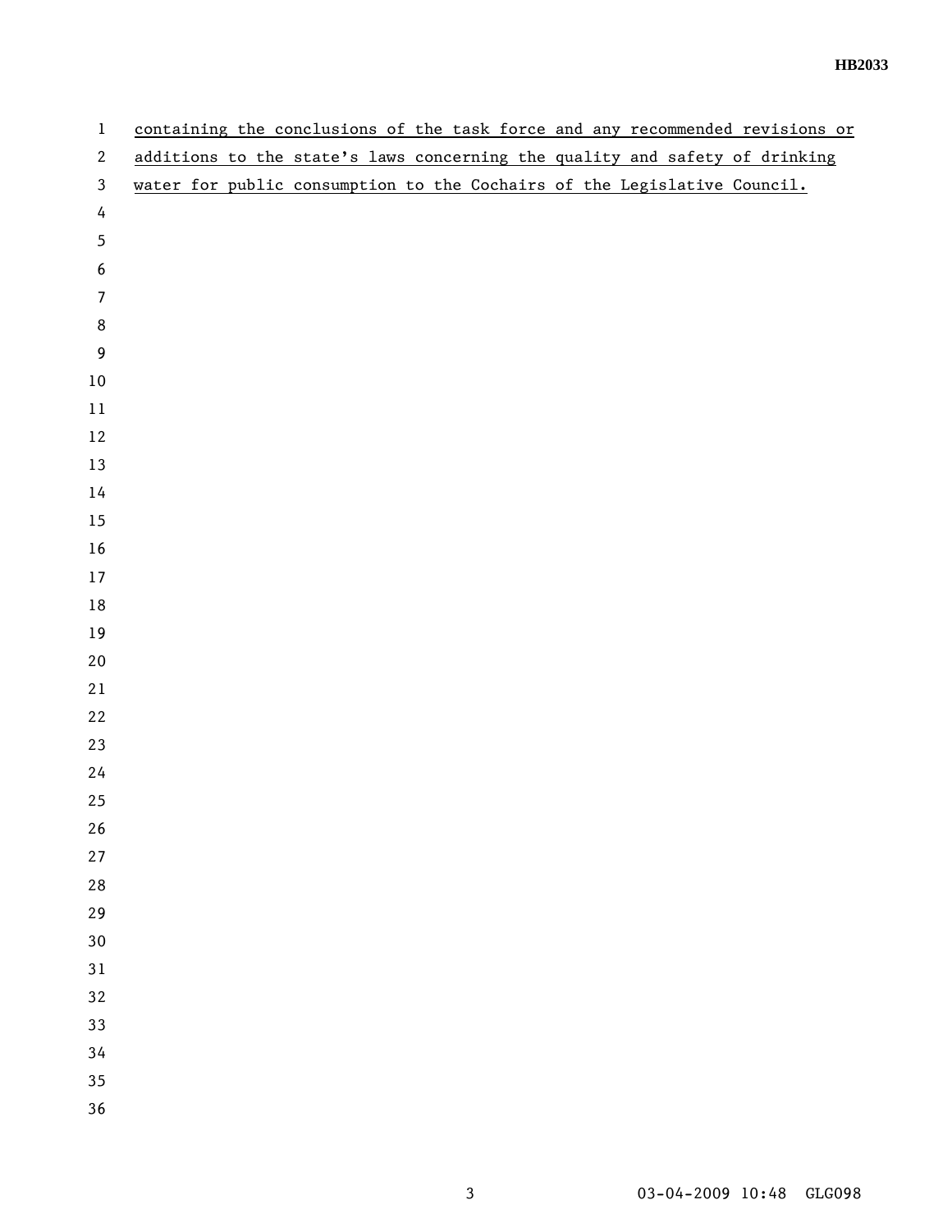containing the conclusions of the task force and any recommended revisions or additions to the state's laws concerning the quality and safety of drinking water for public consumption to the Cochairs of the Legislative Council.